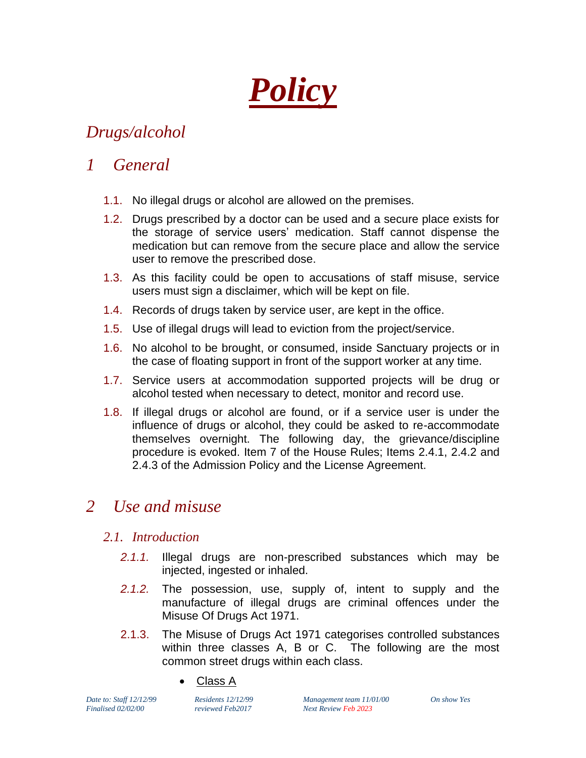# *Policy*

## *Drugs/alcohol*

## *1 General*

1.1. No illegal drugs or alcohol are allowed on the premises.

1.2. Drugs prescribed by a doctor can be used and a secure place exists for the storage of service users' medication. Staff cannot dispense the medication but can remove from the secure place and allow the service user to remove the prescribed dose.

1.3. As this facility could be open to accusations of staff misuse, service users must sign a disclaimer, which will be kept on file.

1.4. Records of drugs taken by service user, are kept in the office.

1.5. Use of illegal drugs will lead to eviction from the project/service.

1.6. No alcohol to be brought, or consumed, inside Sanctuary projects or in the case of floating support in front of the support worker at any time.

1.7. Service users at accommodation supported projects will be drug or alcohol tested when necessary to detect, monitor and record use.

1.8. If illegal drugs or alcohol are found, or if a service user is under the influence of drugs or alcohol, they could be asked to re-accommodate themselves overnight. The following day, the grievance/discipline procedure is evoked. Item 7 of the House Rules; Items 2.4.1, 2.4.2 and 2.4.3 of the Admission Policy and the License Agreement.

## *2 Use and misuse*

### *2.1. Introduction*

*2.1.1.* Illegal drugs are non-prescribed substances which may be injected, ingested or inhaled.

*2.1.2.* The possession, use, supply of, intent to supply and the manufacture of illegal drugs are criminal offences under the Misuse Of Drugs Act 1971.

2.1.3. The Misuse of Drugs Act 1971 categorises controlled substances within three classes A, B or C. The following are the most common street drugs within each class.

- <u>Class A</u>

*Date to: Staff 12/12/99 Finalised 02/02/00 | Residents 12/12/99 reviewed Feb2017 | Management team 11/01/00 Next Review Feb 2023 | On show Yes*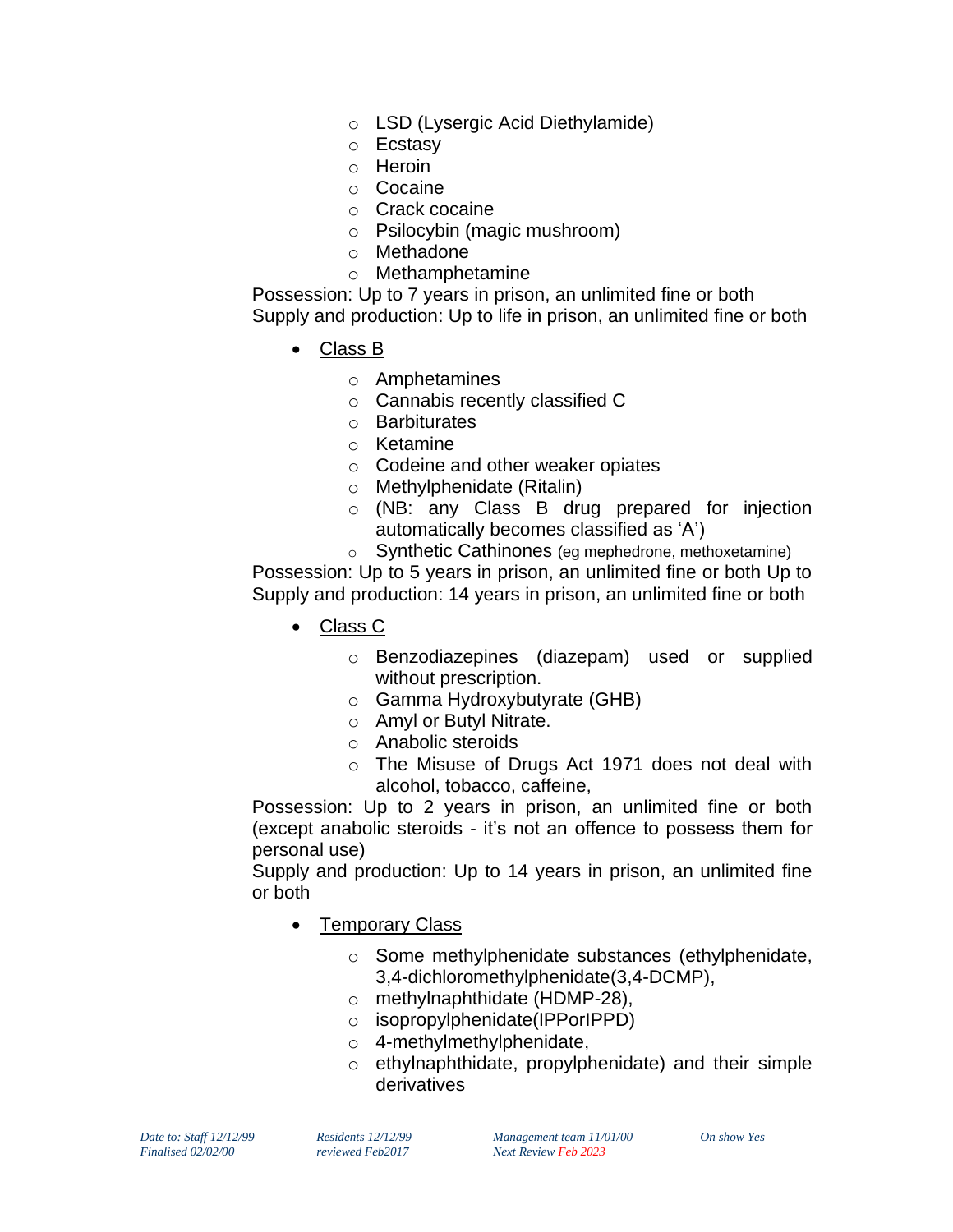- LSD (Lysergic Acid Diethylamide)
- Ecstasy
- Heroin
- Cocaine
- Crack cocaine
- Psilocybin (magic mushroom)
- Methadone
- Methamphetamine

Possession: Up to 7 years in prison, an unlimited fine or both
Supply and production: Up to life in prison, an unlimited fine or both

- Class B
  - Amphetamines
  - Cannabis recently classified C
  - Barbiturates
  - Ketamine
  - Codeine and other weaker opiates
  - Methylphenidate (Ritalin)
  - (NB: any Class B drug prepared for injection automatically becomes classified as 'A')
  - Synthetic Cathinones (eg mephedrone, methoxetamine)

Possession: Up to 5 years in prison, an unlimited fine or both Up to
Supply and production: 14 years in prison, an unlimited fine or both

- Class C
  - Benzodiazepines (diazepam) used or supplied without prescription.
  - Gamma Hydroxybutyrate (GHB)
  - Amyl or Butyl Nitrate.
  - Anabolic steroids
  - The Misuse of Drugs Act 1971 does not deal with alcohol, tobacco, caffeine,

Possession: Up to 2 years in prison, an unlimited fine or both (except anabolic steroids - it's not an offence to possess them for personal use)
Supply and production: Up to 14 years in prison, an unlimited fine or both

- Temporary Class
  - Some methylphenidate substances (ethylphenidate, 3,4-dichloromethylphenidate(3,4-DCMP),
  - methylnaphthidate (HDMP-28),
  - isopropylphenidate(IPPorIPPD)
  - 4-methylmethylphenidate,
  - ethylnaphthidate, propylphenidate) and their simple derivatives

*Date to: Staff 12/12/99 Residents 12/12/99 Management team 11/01/00 On show Yes*
*Finalised 02/02/00 reviewed Feb2017 Next Review Feb 2023*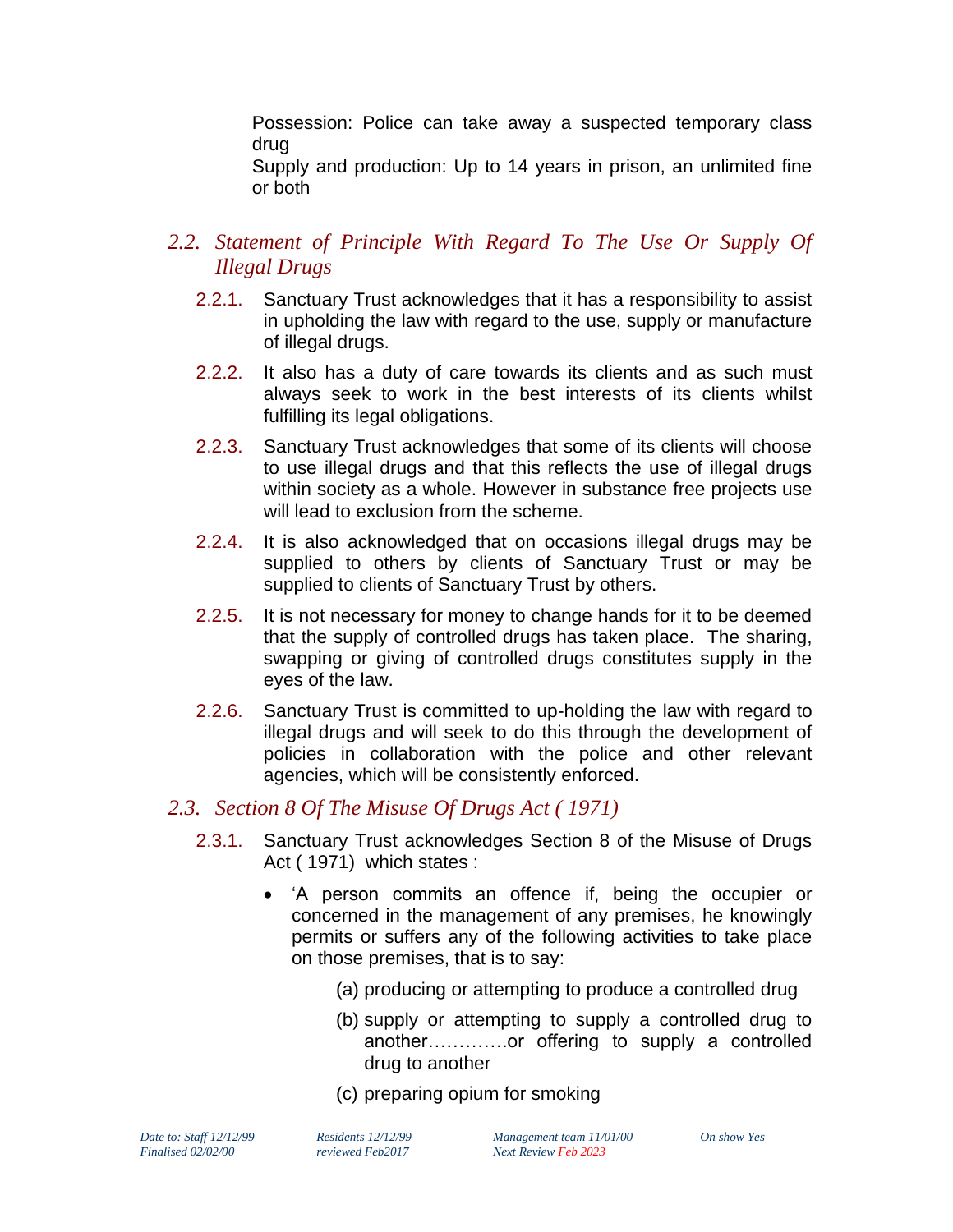Possession: Police can take away a suspected temporary class drug

Supply and production: Up to 14 years in prison, an unlimited fine or both

## *2.2. Statement of Principle With Regard To The Use Or Supply Of Illegal Drugs*

2.2.1. Sanctuary Trust acknowledges that it has a responsibility to assist in upholding the law with regard to the use, supply or manufacture of illegal drugs.

2.2.2. It also has a duty of care towards its clients and as such must always seek to work in the best interests of its clients whilst fulfilling its legal obligations.

2.2.3. Sanctuary Trust acknowledges that some of its clients will choose to use illegal drugs and that this reflects the use of illegal drugs within society as a whole. However in substance free projects use will lead to exclusion from the scheme.

2.2.4. It is also acknowledged that on occasions illegal drugs may be supplied to others by clients of Sanctuary Trust or may be supplied to clients of Sanctuary Trust by others.

2.2.5. It is not necessary for money to change hands for it to be deemed that the supply of controlled drugs has taken place. The sharing, swapping or giving of controlled drugs constitutes supply in the eyes of the law.

2.2.6. Sanctuary Trust is committed to up-holding the law with regard to illegal drugs and will seek to do this through the development of policies in collaboration with the police and other relevant agencies, which will be consistently enforced.

## *2.3. Section 8 Of The Misuse Of Drugs Act ( 1971)*

2.3.1. Sanctuary Trust acknowledges Section 8 of the Misuse of Drugs Act ( 1971) which states :

- 'A person commits an offence if, being the occupier or concerned in the management of any premises, he knowingly permits or suffers any of the following activities to take place on those premises, that is to say:

  (a) producing or attempting to produce a controlled drug

  (b) supply or attempting to supply a controlled drug to another………….or offering to supply a controlled drug to another

  (c) preparing opium for smoking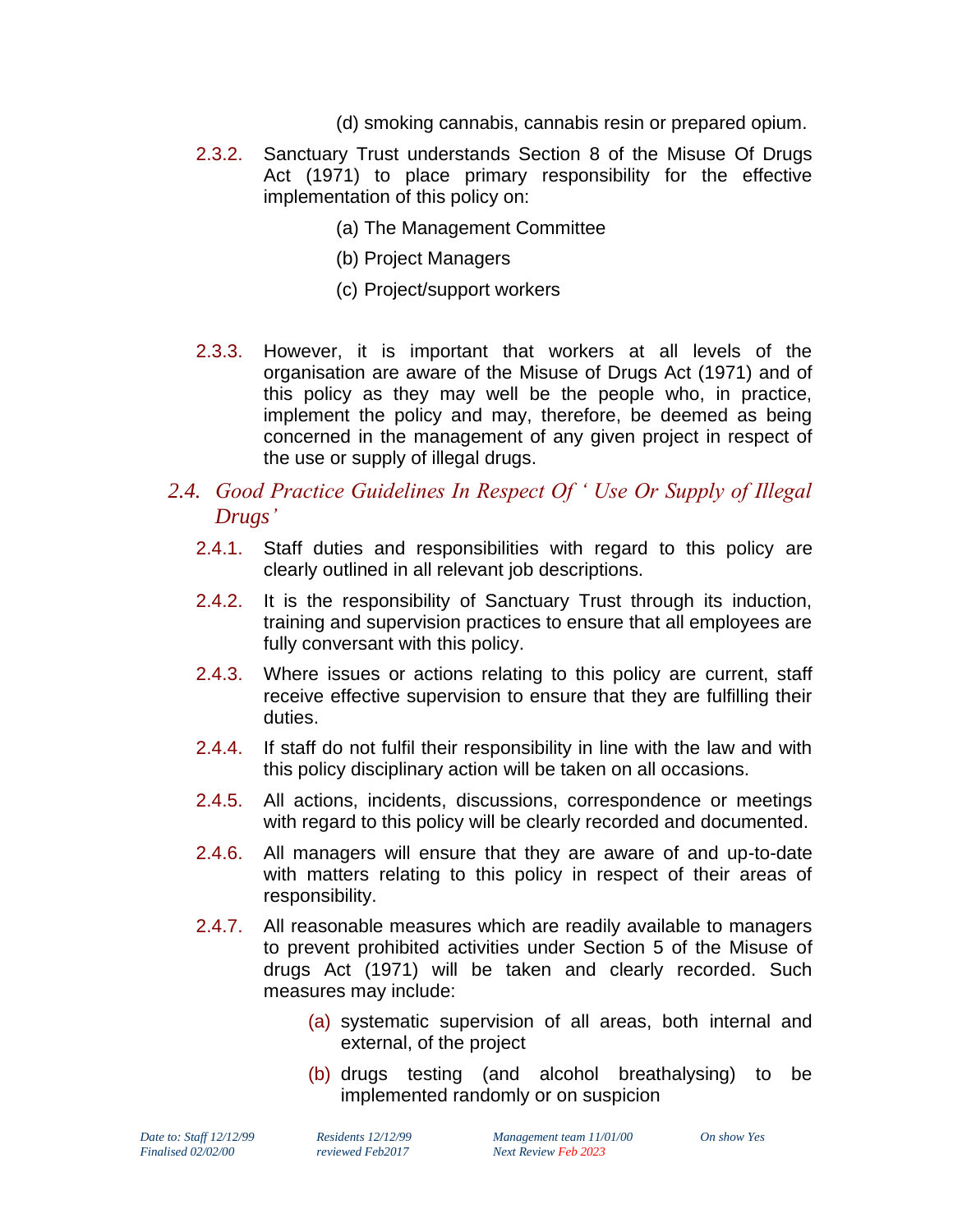(d) smoking cannabis, cannabis resin or prepared opium.

2.3.2. Sanctuary Trust understands Section 8 of the Misuse Of Drugs Act (1971) to place primary responsibility for the effective implementation of this policy on:

(a) The Management Committee

(b) Project Managers

(c) Project/support workers

2.3.3. However, it is important that workers at all levels of the organisation are aware of the Misuse of Drugs Act (1971) and of this policy as they may well be the people who, in practice, implement the policy and may, therefore, be deemed as being concerned in the management of any given project in respect of the use or supply of illegal drugs.

### *2.4. Good Practice Guidelines In Respect Of ' Use Or Supply of Illegal Drugs'*

2.4.1. Staff duties and responsibilities with regard to this policy are clearly outlined in all relevant job descriptions.

2.4.2. It is the responsibility of Sanctuary Trust through its induction, training and supervision practices to ensure that all employees are fully conversant with this policy.

2.4.3. Where issues or actions relating to this policy are current, staff receive effective supervision to ensure that they are fulfilling their duties.

2.4.4. If staff do not fulfil their responsibility in line with the law and with this policy disciplinary action will be taken on all occasions.

2.4.5. All actions, incidents, discussions, correspondence or meetings with regard to this policy will be clearly recorded and documented.

2.4.6. All managers will ensure that they are aware of and up-to-date with matters relating to this policy in respect of their areas of responsibility.

2.4.7. All reasonable measures which are readily available to managers to prevent prohibited activities under Section 5 of the Misuse of drugs Act (1971) will be taken and clearly recorded. Such measures may include:

(a) systematic supervision of all areas, both internal and external, of the project

(b) drugs testing (and alcohol breathalysing) to be implemented randomly or on suspicion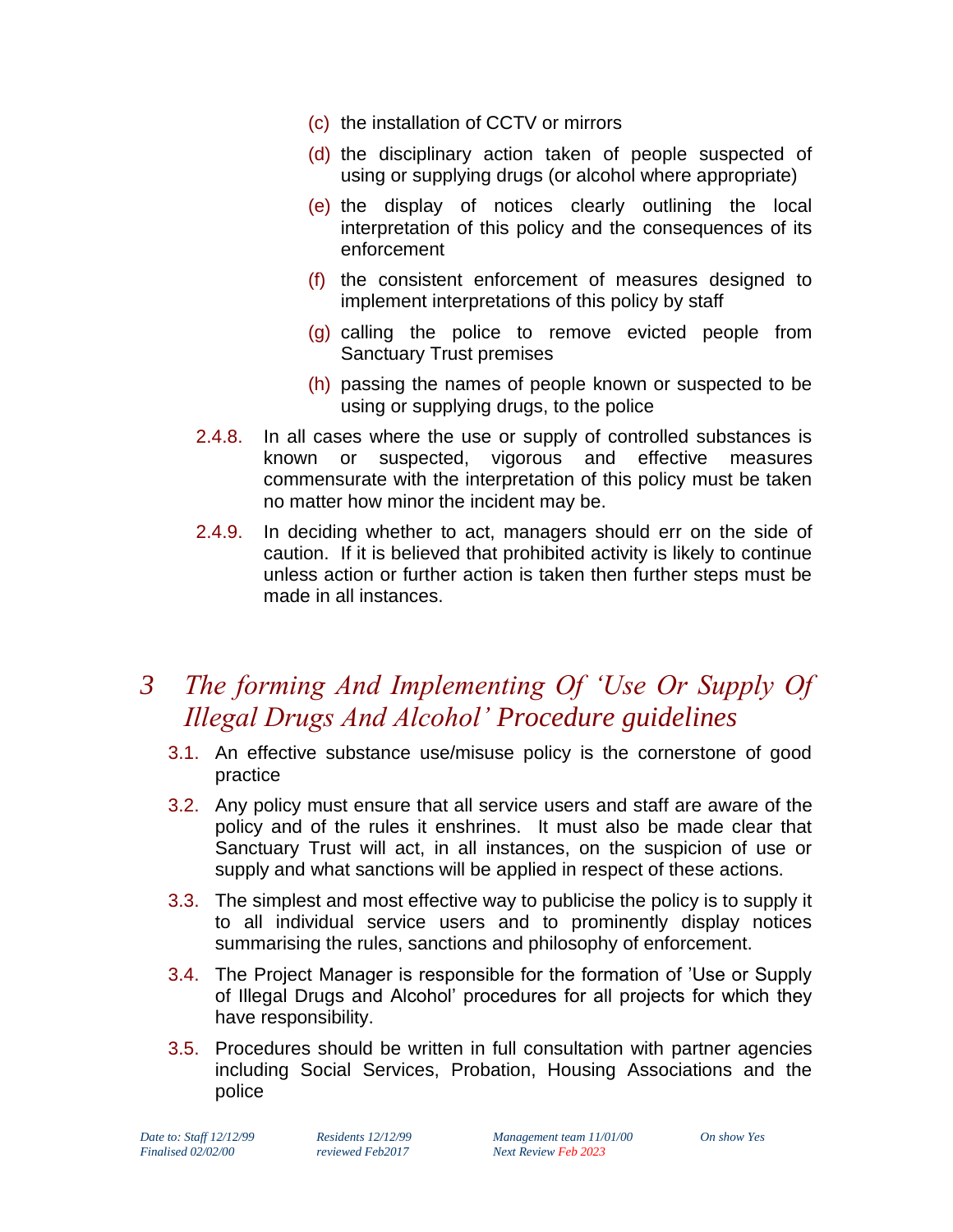(c) the installation of CCTV or mirrors

(d) the disciplinary action taken of people suspected of using or supplying drugs (or alcohol where appropriate)

(e) the display of notices clearly outlining the local interpretation of this policy and the consequences of its enforcement

(f) the consistent enforcement of measures designed to implement interpretations of this policy by staff

(g) calling the police to remove evicted people from Sanctuary Trust premises

(h) passing the names of people known or suspected to be using or supplying drugs, to the police

2.4.8. In all cases where the use or supply of controlled substances is known or suspected, vigorous and effective measures commensurate with the interpretation of this policy must be taken no matter how minor the incident may be.

2.4.9. In deciding whether to act, managers should err on the side of caution. If it is believed that prohibited activity is likely to continue unless action or further action is taken then further steps must be made in all instances.

# 3 *The forming And Implementing Of 'Use Or Supply Of Illegal Drugs And Alcohol' Procedure guidelines*

3.1. An effective substance use/misuse policy is the cornerstone of good practice

3.2. Any policy must ensure that all service users and staff are aware of the policy and of the rules it enshrines. It must also be made clear that Sanctuary Trust will act, in all instances, on the suspicion of use or supply and what sanctions will be applied in respect of these actions.

3.3. The simplest and most effective way to publicise the policy is to supply it to all individual service users and to prominently display notices summarising the rules, sanctions and philosophy of enforcement.

3.4. The Project Manager is responsible for the formation of 'Use or Supply of Illegal Drugs and Alcohol' procedures for all projects for which they have responsibility.

3.5. Procedures should be written in full consultation with partner agencies including Social Services, Probation, Housing Associations and the police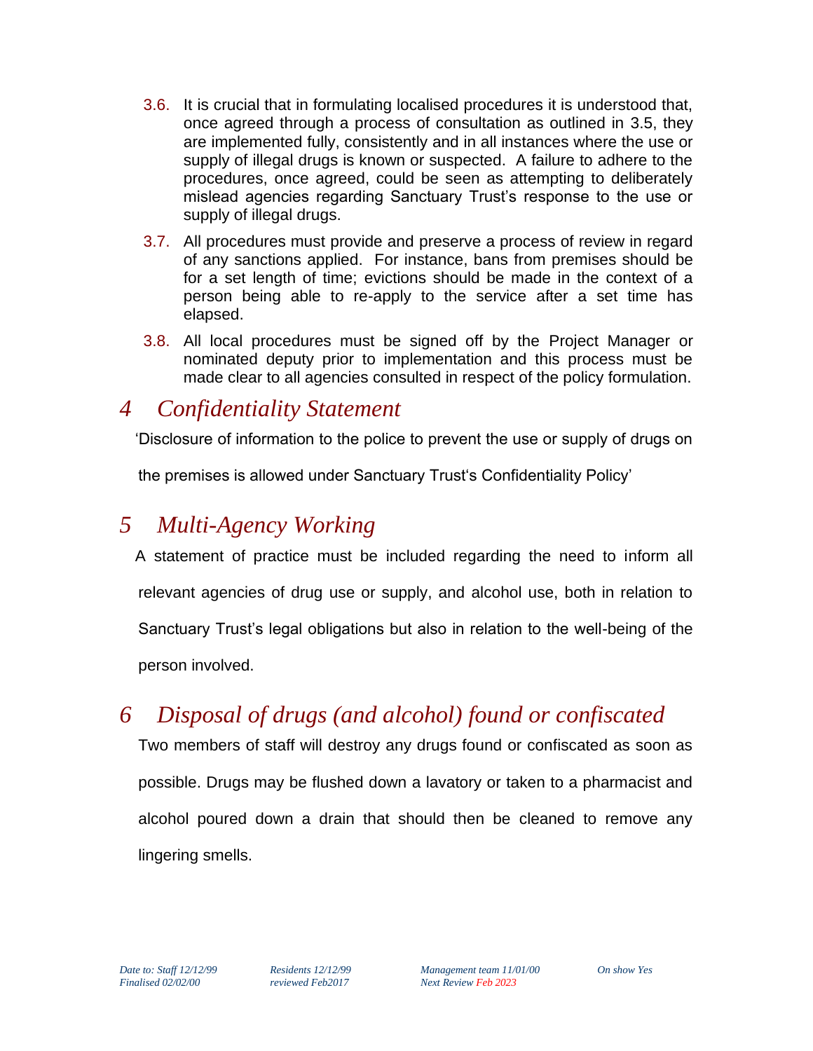3.6. It is crucial that in formulating localised procedures it is understood that, once agreed through a process of consultation as outlined in 3.5, they are implemented fully, consistently and in all instances where the use or supply of illegal drugs is known or suspected. A failure to adhere to the procedures, once agreed, could be seen as attempting to deliberately mislead agencies regarding Sanctuary Trust's response to the use or supply of illegal drugs.

3.7. All procedures must provide and preserve a process of review in regard of any sanctions applied. For instance, bans from premises should be for a set length of time; evictions should be made in the context of a person being able to re-apply to the service after a set time has elapsed.

3.8. All local procedures must be signed off by the Project Manager or nominated deputy prior to implementation and this process must be made clear to all agencies consulted in respect of the policy formulation.

# 4 Confidentiality Statement

'Disclosure of information to the police to prevent the use or supply of drugs on the premises is allowed under Sanctuary Trust's Confidentiality Policy'

# 5 Multi-Agency Working

A statement of practice must be included regarding the need to inform all relevant agencies of drug use or supply, and alcohol use, both in relation to Sanctuary Trust's legal obligations but also in relation to the well-being of the person involved.

# 6 Disposal of drugs (and alcohol) found or confiscated

Two members of staff will destroy any drugs found or confiscated as soon as possible. Drugs may be flushed down a lavatory or taken to a pharmacist and alcohol poured down a drain that should then be cleaned to remove any lingering smells.